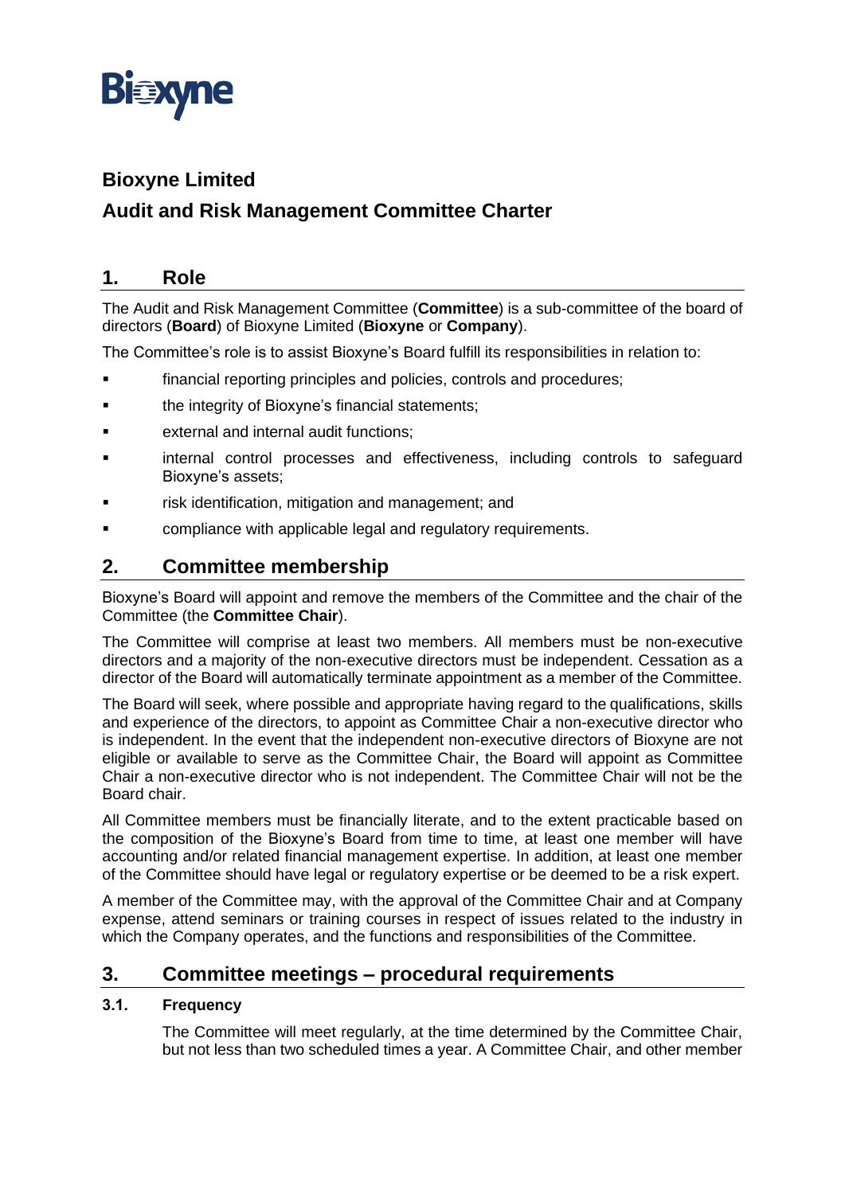# Bioxyne Limited

# Audit and Risk Management Committee Charter

## 1. Role

The Audit and Risk Management Committee (**Committee**) is a sub-committee of the board of directors (**Board**) of Bioxyne Limited (**Bioxyne** or **Company**).

The Committee's role is to assist Bioxyne's Board fulfill its responsibilities in relation to:

- financial reporting principles and policies, controls and procedures;
- the integrity of Bioxyne's financial statements;
- external and internal audit functions;
- internal control processes and effectiveness, including controls to safeguard Bioxyne's assets;
- risk identification, mitigation and management; and
- compliance with applicable legal and regulatory requirements.

## 2. Committee membership

Bioxyne's Board will appoint and remove the members of the Committee and the chair of the Committee (the **Committee Chair**).

The Committee will comprise at least two members. All members must be non-executive directors and a majority of the non-executive directors must be independent. Cessation as a director of the Board will automatically terminate appointment as a member of the Committee.

The Board will seek, where possible and appropriate having regard to the qualifications, skills and experience of the directors, to appoint as Committee Chair a non-executive director who is independent. In the event that the independent non-executive directors of Bioxyne are not eligible or available to serve as the Committee Chair, the Board will appoint as Committee Chair a non-executive director who is not independent. The Committee Chair will not be the Board chair.

All Committee members must be financially literate, and to the extent practicable based on the composition of the Bioxyne's Board from time to time, at least one member will have accounting and/or related financial management expertise. In addition, at least one member of the Committee should have legal or regulatory expertise or be deemed to be a risk expert.

A member of the Committee may, with the approval of the Committee Chair and at Company expense, attend seminars or training courses in respect of issues related to the industry in which the Company operates, and the functions and responsibilities of the Committee.

## 3. Committee meetings – procedural requirements

### 3.1. Frequency

The Committee will meet regularly, at the time determined by the Committee Chair, but not less than two scheduled times a year. A Committee Chair, and other member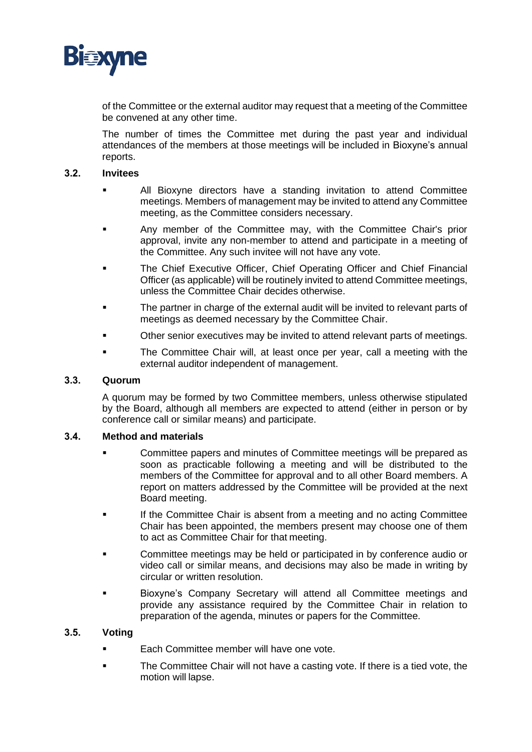of the Committee or the external auditor may request that a meeting of the Committee be convened at any other time.

The number of times the Committee met during the past year and individual attendances of the members at those meetings will be included in Bioxyne's annual reports.

### 3.2. Invitees

- All Bioxyne directors have a standing invitation to attend Committee meetings. Members of management may be invited to attend any Committee meeting, as the Committee considers necessary.
- Any member of the Committee may, with the Committee Chair's prior approval, invite any non-member to attend and participate in a meeting of the Committee. Any such invitee will not have any vote.
- The Chief Executive Officer, Chief Operating Officer and Chief Financial Officer (as applicable) will be routinely invited to attend Committee meetings, unless the Committee Chair decides otherwise.
- The partner in charge of the external audit will be invited to relevant parts of meetings as deemed necessary by the Committee Chair.
- Other senior executives may be invited to attend relevant parts of meetings.
- The Committee Chair will, at least once per year, call a meeting with the external auditor independent of management.

### 3.3. Quorum

A quorum may be formed by two Committee members, unless otherwise stipulated by the Board, although all members are expected to attend (either in person or by conference call or similar means) and participate.

### 3.4. Method and materials

- Committee papers and minutes of Committee meetings will be prepared as soon as practicable following a meeting and will be distributed to the members of the Committee for approval and to all other Board members. A report on matters addressed by the Committee will be provided at the next Board meeting.
- If the Committee Chair is absent from a meeting and no acting Committee Chair has been appointed, the members present may choose one of them to act as Committee Chair for that meeting.
- Committee meetings may be held or participated in by conference audio or video call or similar means, and decisions may also be made in writing by circular or written resolution.
- Bioxyne's Company Secretary will attend all Committee meetings and provide any assistance required by the Committee Chair in relation to preparation of the agenda, minutes or papers for the Committee.

### 3.5. Voting

- Each Committee member will have one vote.
- The Committee Chair will not have a casting vote. If there is a tied vote, the motion will lapse.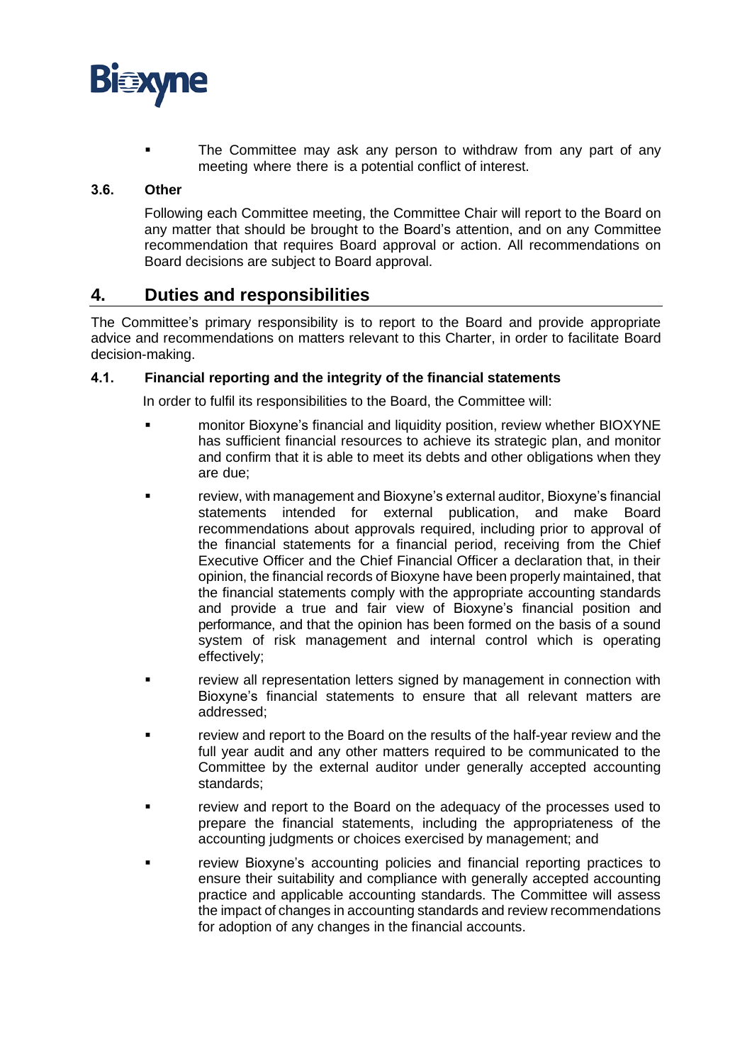- The Committee may ask any person to withdraw from any part of any meeting where there is a potential conflict of interest.

### 3.6. Other

Following each Committee meeting, the Committee Chair will report to the Board on any matter that should be brought to the Board's attention, and on any Committee recommendation that requires Board approval or action. All recommendations on Board decisions are subject to Board approval.

## 4. Duties and responsibilities

The Committee's primary responsibility is to report to the Board and provide appropriate advice and recommendations on matters relevant to this Charter, in order to facilitate Board decision-making.

### 4.1. Financial reporting and the integrity of the financial statements

In order to fulfil its responsibilities to the Board, the Committee will:

- monitor Bioxyne's financial and liquidity position, review whether BIOXYNE has sufficient financial resources to achieve its strategic plan, and monitor and confirm that it is able to meet its debts and other obligations when they are due;
- review, with management and Bioxyne's external auditor, Bioxyne's financial statements intended for external publication, and make Board recommendations about approvals required, including prior to approval of the financial statements for a financial period, receiving from the Chief Executive Officer and the Chief Financial Officer a declaration that, in their opinion, the financial records of Bioxyne have been properly maintained, that the financial statements comply with the appropriate accounting standards and provide a true and fair view of Bioxyne's financial position and performance, and that the opinion has been formed on the basis of a sound system of risk management and internal control which is operating effectively;
- review all representation letters signed by management in connection with Bioxyne's financial statements to ensure that all relevant matters are addressed;
- review and report to the Board on the results of the half-year review and the full year audit and any other matters required to be communicated to the Committee by the external auditor under generally accepted accounting standards;
- review and report to the Board on the adequacy of the processes used to prepare the financial statements, including the appropriateness of the accounting judgments or choices exercised by management; and
- review Bioxyne's accounting policies and financial reporting practices to ensure their suitability and compliance with generally accepted accounting practice and applicable accounting standards. The Committee will assess the impact of changes in accounting standards and review recommendations for adoption of any changes in the financial accounts.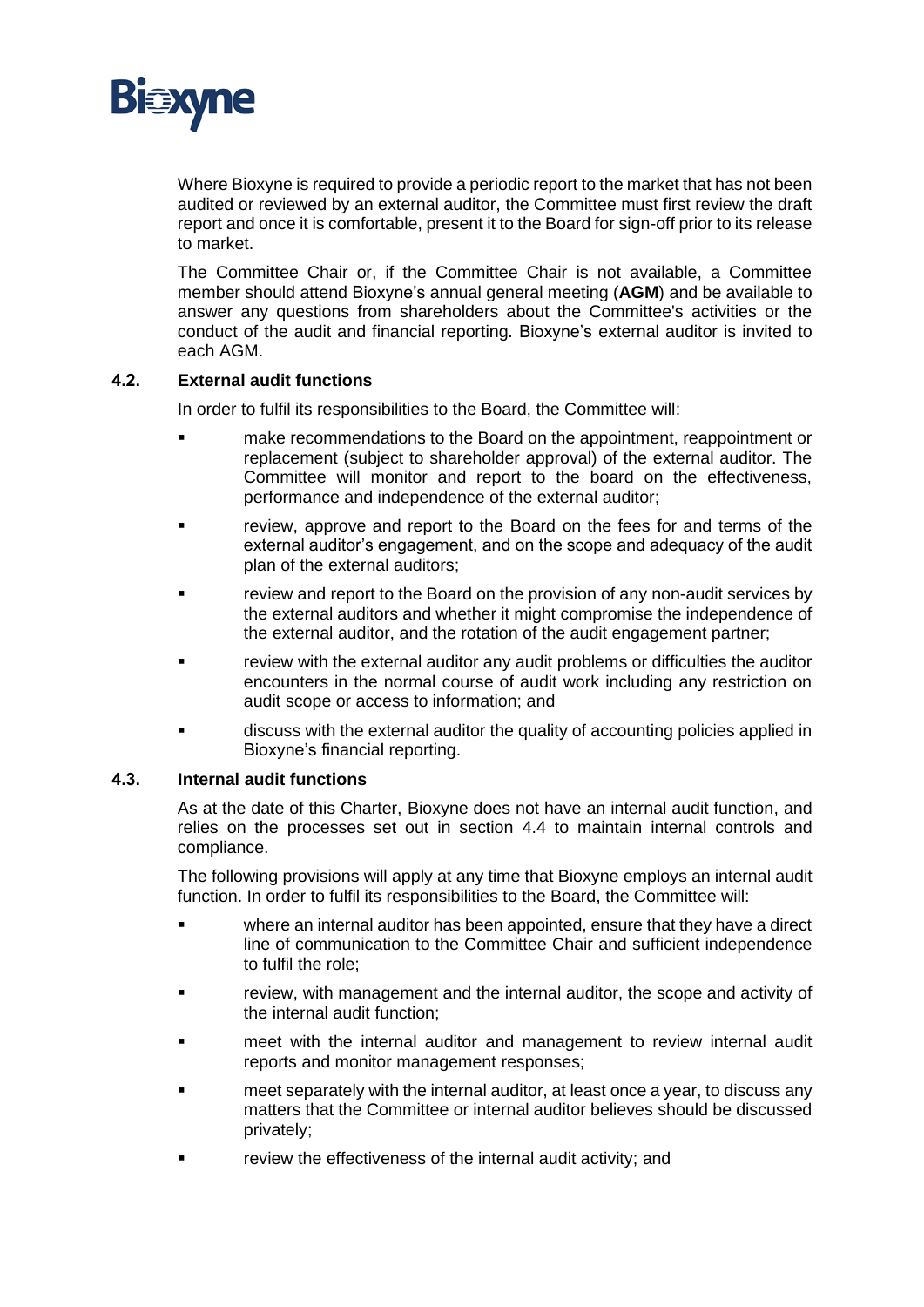Where Bioxyne is required to provide a periodic report to the market that has not been audited or reviewed by an external auditor, the Committee must first review the draft report and once it is comfortable, present it to the Board for sign-off prior to its release to market.

The Committee Chair or, if the Committee Chair is not available, a Committee member should attend Bioxyne's annual general meeting (**AGM**) and be available to answer any questions from shareholders about the Committee's activities or the conduct of the audit and financial reporting. Bioxyne's external auditor is invited to each AGM.

### 4.2. External audit functions

In order to fulfil its responsibilities to the Board, the Committee will:

- make recommendations to the Board on the appointment, reappointment or replacement (subject to shareholder approval) of the external auditor. The Committee will monitor and report to the board on the effectiveness, performance and independence of the external auditor;
- review, approve and report to the Board on the fees for and terms of the external auditor's engagement, and on the scope and adequacy of the audit plan of the external auditors;
- review and report to the Board on the provision of any non-audit services by the external auditors and whether it might compromise the independence of the external auditor, and the rotation of the audit engagement partner;
- review with the external auditor any audit problems or difficulties the auditor encounters in the normal course of audit work including any restriction on audit scope or access to information; and
- discuss with the external auditor the quality of accounting policies applied in Bioxyne's financial reporting.

### 4.3. Internal audit functions

As at the date of this Charter, Bioxyne does not have an internal audit function, and relies on the processes set out in section 4.4 to maintain internal controls and compliance.

The following provisions will apply at any time that Bioxyne employs an internal audit function. In order to fulfil its responsibilities to the Board, the Committee will:

- where an internal auditor has been appointed, ensure that they have a direct line of communication to the Committee Chair and sufficient independence to fulfil the role;
- review, with management and the internal auditor, the scope and activity of the internal audit function;
- meet with the internal auditor and management to review internal audit reports and monitor management responses;
- meet separately with the internal auditor, at least once a year, to discuss any matters that the Committee or internal auditor believes should be discussed privately;
- review the effectiveness of the internal audit activity; and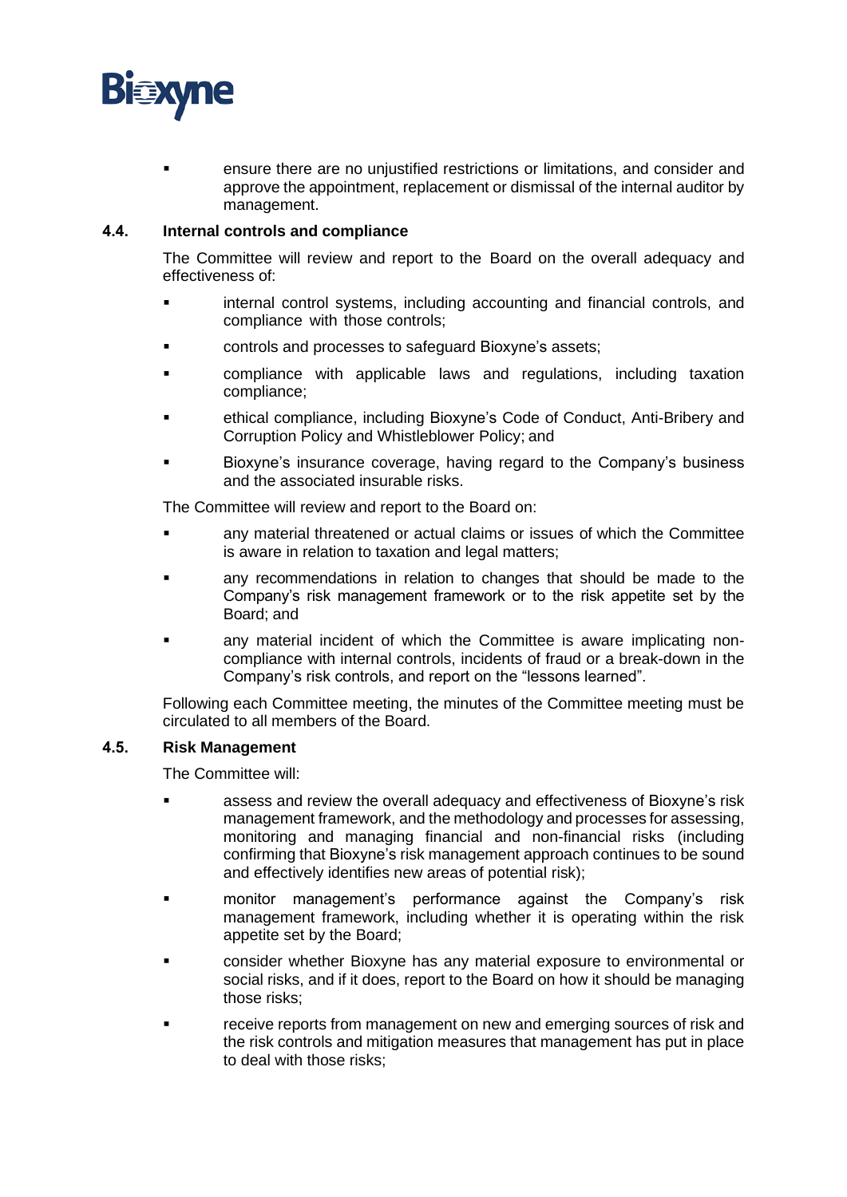- ensure there are no unjustified restrictions or limitations, and consider and approve the appointment, replacement or dismissal of the internal auditor by management.

### 4.4. Internal controls and compliance

The Committee will review and report to the Board on the overall adequacy and effectiveness of:

- internal control systems, including accounting and financial controls, and compliance with those controls;
- controls and processes to safeguard Bioxyne's assets;
- compliance with applicable laws and regulations, including taxation compliance;
- ethical compliance, including Bioxyne's Code of Conduct, Anti-Bribery and Corruption Policy and Whistleblower Policy; and
- Bioxyne's insurance coverage, having regard to the Company's business and the associated insurable risks.

The Committee will review and report to the Board on:

- any material threatened or actual claims or issues of which the Committee is aware in relation to taxation and legal matters;
- any recommendations in relation to changes that should be made to the Company's risk management framework or to the risk appetite set by the Board; and
- any material incident of which the Committee is aware implicating non-compliance with internal controls, incidents of fraud or a break-down in the Company's risk controls, and report on the "lessons learned".

Following each Committee meeting, the minutes of the Committee meeting must be circulated to all members of the Board.

### 4.5. Risk Management

The Committee will:

- assess and review the overall adequacy and effectiveness of Bioxyne's risk management framework, and the methodology and processes for assessing, monitoring and managing financial and non-financial risks (including confirming that Bioxyne's risk management approach continues to be sound and effectively identifies new areas of potential risk);
- monitor management's performance against the Company's risk management framework, including whether it is operating within the risk appetite set by the Board;
- consider whether Bioxyne has any material exposure to environmental or social risks, and if it does, report to the Board on how it should be managing those risks;
- receive reports from management on new and emerging sources of risk and the risk controls and mitigation measures that management has put in place to deal with those risks;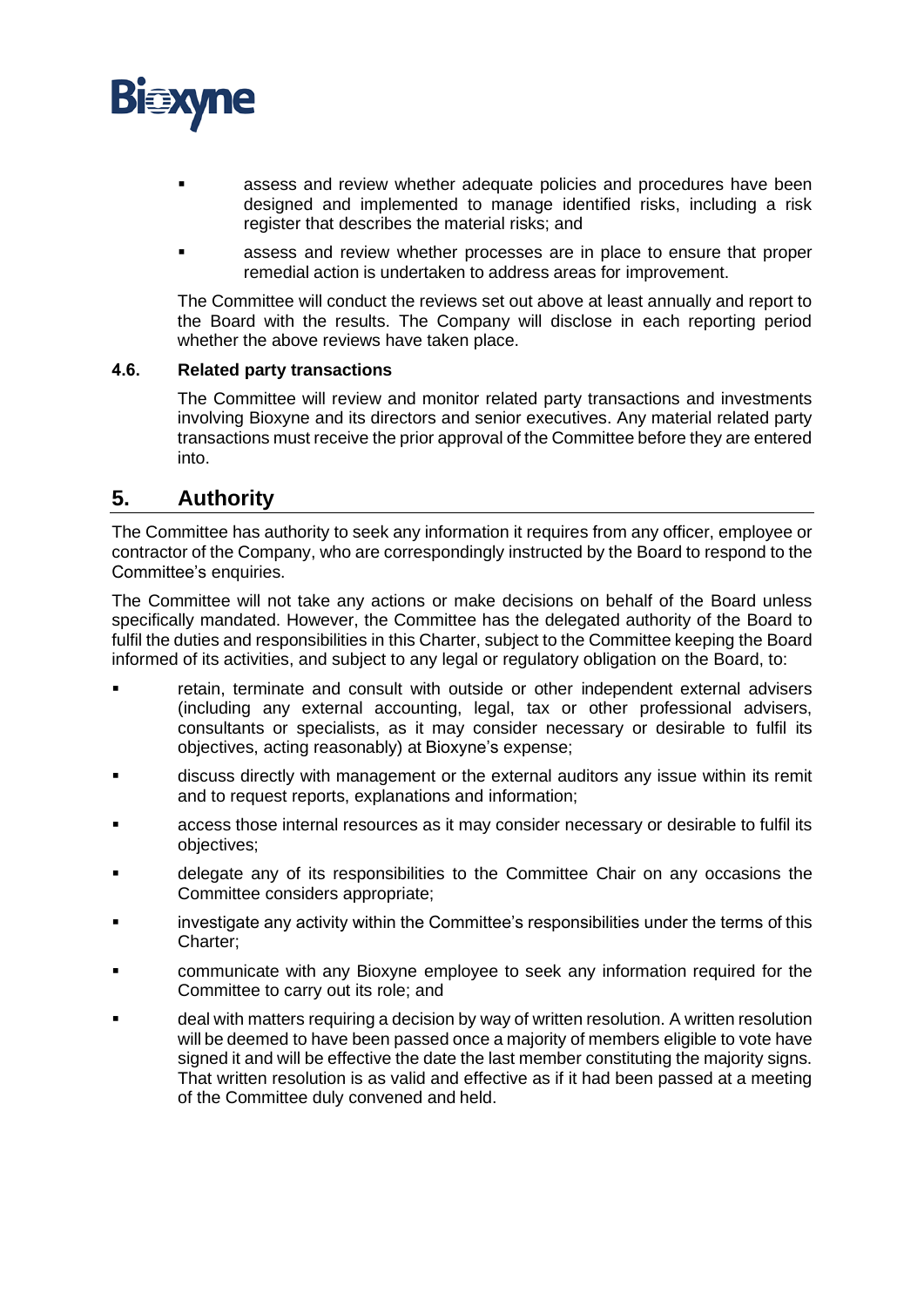- assess and review whether adequate policies and procedures have been designed and implemented to manage identified risks, including a risk register that describes the material risks; and
- assess and review whether processes are in place to ensure that proper remedial action is undertaken to address areas for improvement.

The Committee will conduct the reviews set out above at least annually and report to the Board with the results. The Company will disclose in each reporting period whether the above reviews have taken place.

### 4.6. Related party transactions

The Committee will review and monitor related party transactions and investments involving Bioxyne and its directors and senior executives. Any material related party transactions must receive the prior approval of the Committee before they are entered into.

## 5. Authority

The Committee has authority to seek any information it requires from any officer, employee or contractor of the Company, who are correspondingly instructed by the Board to respond to the Committee's enquiries.

The Committee will not take any actions or make decisions on behalf of the Board unless specifically mandated. However, the Committee has the delegated authority of the Board to fulfil the duties and responsibilities in this Charter, subject to the Committee keeping the Board informed of its activities, and subject to any legal or regulatory obligation on the Board, to:

- retain, terminate and consult with outside or other independent external advisers (including any external accounting, legal, tax or other professional advisers, consultants or specialists, as it may consider necessary or desirable to fulfil its objectives, acting reasonably) at Bioxyne's expense;
- discuss directly with management or the external auditors any issue within its remit and to request reports, explanations and information;
- access those internal resources as it may consider necessary or desirable to fulfil its objectives;
- delegate any of its responsibilities to the Committee Chair on any occasions the Committee considers appropriate;
- investigate any activity within the Committee's responsibilities under the terms of this Charter;
- communicate with any Bioxyne employee to seek any information required for the Committee to carry out its role; and
- deal with matters requiring a decision by way of written resolution. A written resolution will be deemed to have been passed once a majority of members eligible to vote have signed it and will be effective the date the last member constituting the majority signs. That written resolution is as valid and effective as if it had been passed at a meeting of the Committee duly convened and held.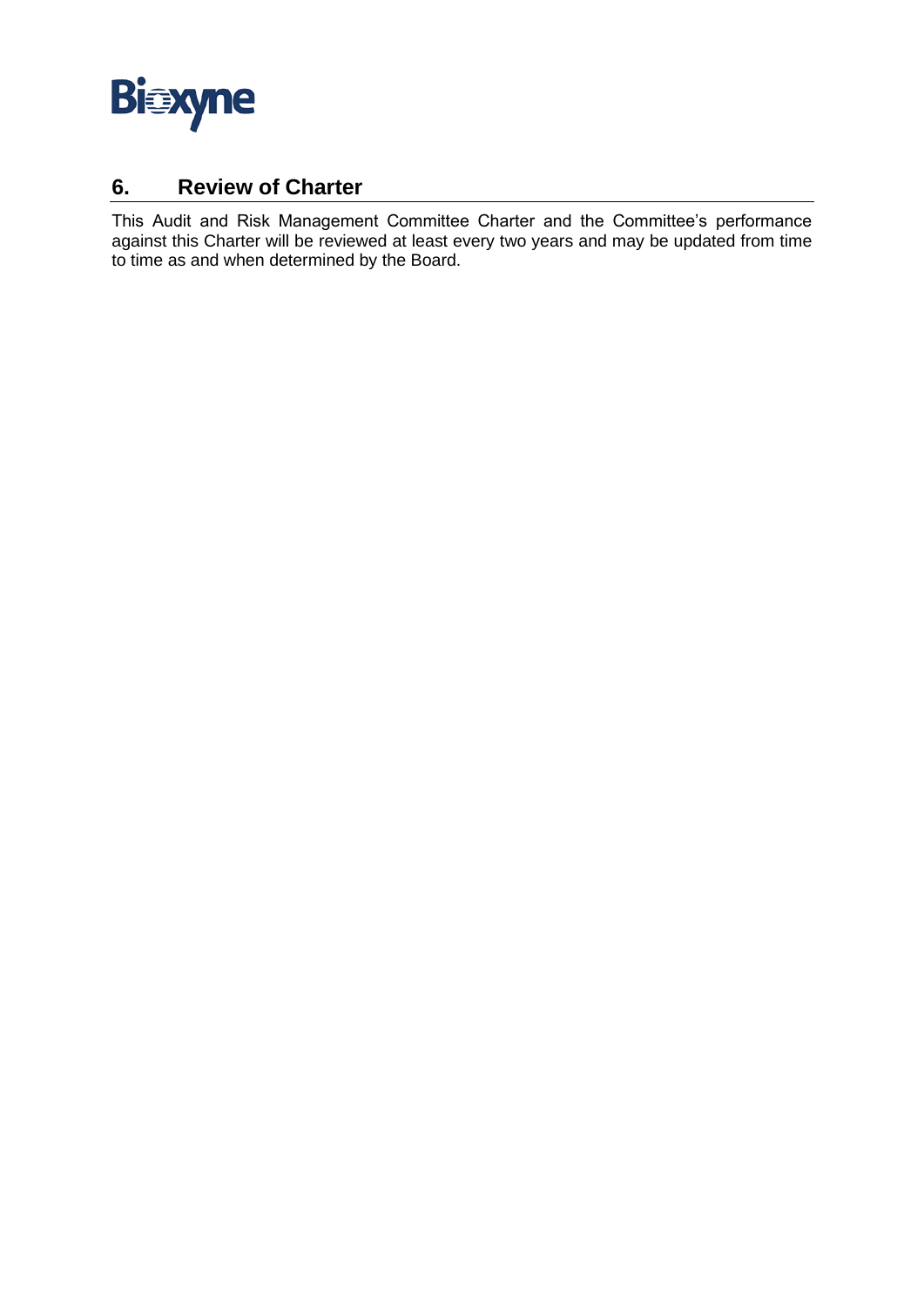## 6. Review of Charter

This Audit and Risk Management Committee Charter and the Committee's performance against this Charter will be reviewed at least every two years and may be updated from time to time as and when determined by the Board.